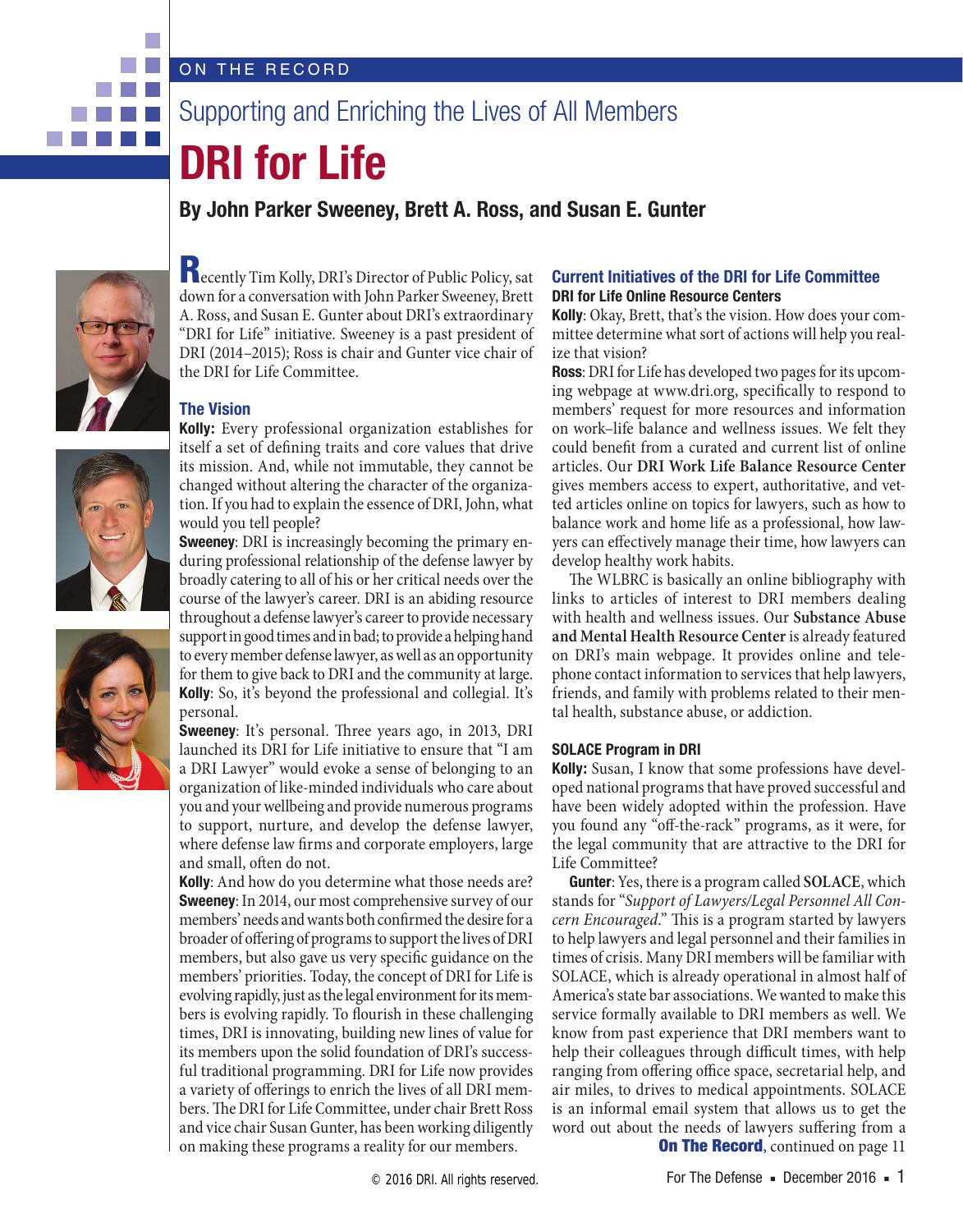ON THE RECORD

## Supporting and Enriching the Lives of All Members

# DRI for Life

**By John Parker Sweeney, Brett A. Ross, and Susan E. Gunter**

Recently Tim Kolly, DRI's Director of Public Policy, sat down for a conversation with John Parker Sweeney, Brett A. Ross, and Susan E. Gunter about DRI's extraordinary "DRI for Life" initiative. Sweeney is a past president of DRI (2014–2015); Ross is chair and Gunter vice chair of the DRI for Life Committee.

### The Vision

**Kolly:** Every professional organization establishes for itself a set of defining traits and core values that drive its mission. And, while not immutable, they cannot be changed without altering the character of the organization. If you had to explain the essence of DRI, John, what would you tell people?

**Sweeney**: DRI is increasingly becoming the primary enduring professional relationship of the defense lawyer by broadly catering to all of his or her critical needs over the course of the lawyer's career. DRI is an abiding resource throughout a defense lawyer's career to provide necessary support in good times and in bad; to provide a helping hand to every member defense lawyer, as well as an opportunity for them to give back to DRI and the community at large.

**Kolly**: So, it's beyond the professional and collegial. It's personal.

**Sweeney**: It's personal. Three years ago, in 2013, DRI launched its DRI for Life initiative to ensure that "I am a DRI Lawyer" would evoke a sense of belonging to an organization of like-minded individuals who care about you and your wellbeing and provide numerous programs to support, nurture, and develop the defense lawyer, where defense law firms and corporate employers, large and small, often do not.

**Kolly**: And how do you determine what those needs are?

**Sweeney**: In 2014, our most comprehensive survey of our members' needs and wants both confirmed the desire for a broader of offering of programs to support the lives of DRI members, but also gave us very specific guidance on the members' priorities. Today, the concept of DRI for Life is evolving rapidly, just as the legal environment for its members is evolving rapidly. To flourish in these challenging times, DRI is innovating, building new lines of value for its members upon the solid foundation of DRI's successful traditional programming. DRI for Life now provides a variety of offerings to enrich the lives of all DRI members. The DRI for Life Committee, under chair Brett Ross and vice chair Susan Gunter, has been working diligently on making these programs a reality for our members.

### Current Initiatives of the DRI for Life Committee

#### DRI for Life Online Resource Centers

**Kolly**: Okay, Brett, that's the vision. How does your committee determine what sort of actions will help you realize that vision?

**Ross**: DRI for Life has developed two pages for its upcoming webpage at www.dri.org, specifically to respond to members' request for more resources and information on work–life balance and wellness issues. We felt they could benefit from a curated and current list of online articles. Our **DRI Work Life Balance Resource Center** gives members access to expert, authoritative, and vetted articles online on topics for lawyers, such as how to balance work and home life as a professional, how lawyers can effectively manage their time, how lawyers can develop healthy work habits.

The WLBRC is basically an online bibliography with links to articles of interest to DRI members dealing with health and wellness issues. Our **Substance Abuse and Mental Health Resource Center** is already featured on DRI's main webpage. It provides online and telephone contact information to services that help lawyers, friends, and family with problems related to their mental health, substance abuse, or addiction.

#### SOLACE Program in DRI

**Kolly:** Susan, I know that some professions have developed national programs that have proved successful and have been widely adopted within the profession. Have you found any "off-the-rack" programs, as it were, for the legal community that are attractive to the DRI for Life Committee?

**Gunter**: Yes, there is a program called **SOLACE**, which stands for "*Support of Lawyers/Legal Personnel All Concern Encouraged*." This is a program started by lawyers to help lawyers and legal personnel and their families in times of crisis. Many DRI members will be familiar with SOLACE, which is already operational in almost half of America's state bar associations. We wanted to make this service formally available to DRI members as well. We know from past experience that DRI members want to help their colleagues through difficult times, with help ranging from offering office space, secretarial help, and air miles, to drives to medical appointments. SOLACE is an informal email system that allows us to get the word out about the needs of lawyers suffering from a

**On The Record**, continued on page 11

© 2016 DRI. All rights reserved.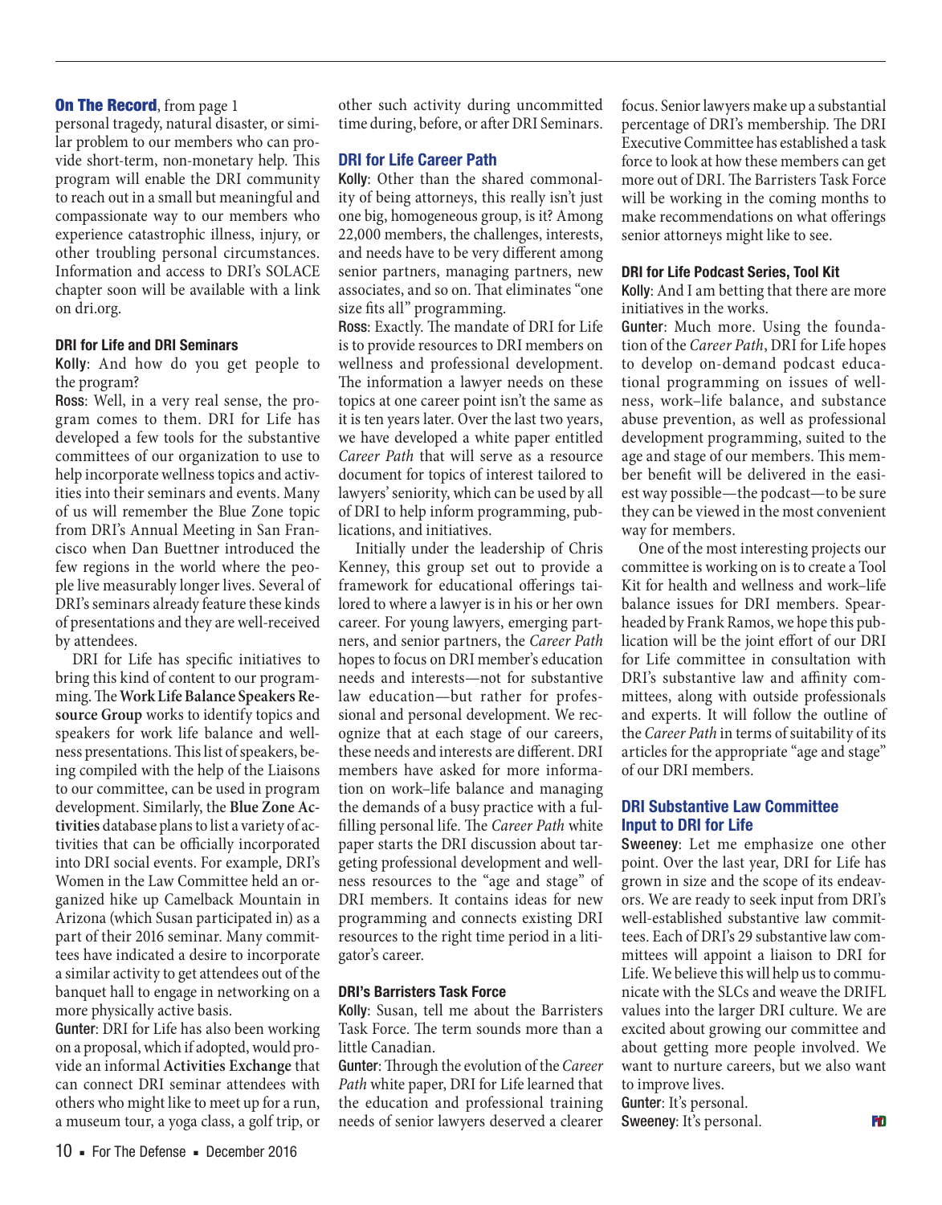**On The Record**, from page 1

personal tragedy, natural disaster, or similar problem to our members who can provide short-term, non-monetary help. This program will enable the DRI community to reach out in a small but meaningful and compassionate way to our members who experience catastrophic illness, injury, or other troubling personal circumstances. Information and access to DRI's SOLACE chapter soon will be available with a link on dri.org.

### DRI for Life and DRI Seminars

**Kolly**: And how do you get people to the program?

**Ross**: Well, in a very real sense, the program comes to them. DRI for Life has developed a few tools for the substantive committees of our organization to use to help incorporate wellness topics and activities into their seminars and events. Many of us will remember the Blue Zone topic from DRI's Annual Meeting in San Francisco when Dan Buettner introduced the few regions in the world where the people live measurably longer lives. Several of DRI's seminars already feature these kinds of presentations and they are well-received by attendees.

DRI for Life has specific initiatives to bring this kind of content to our programming. The **Work Life Balance Speakers Resource Group** works to identify topics and speakers for work life balance and wellness presentations. This list of speakers, being compiled with the help of the Liaisons to our committee, can be used in program development. Similarly, the **Blue Zone Activities** database plans to list a variety of activities that can be officially incorporated into DRI social events. For example, DRI's Women in the Law Committee held an organized hike up Camelback Mountain in Arizona (which Susan participated in) as a part of their 2016 seminar. Many committees have indicated a desire to incorporate a similar activity to get attendees out of the banquet hall to engage in networking on a more physically active basis.

**Gunter**: DRI for Life has also been working on a proposal, which if adopted, would provide an informal **Activities Exchange** that can connect DRI seminar attendees with others who might like to meet up for a run, a museum tour, a yoga class, a golf trip, or other such activity during uncommitted time during, before, or after DRI Seminars.

### DRI for Life Career Path

**Kolly**: Other than the shared commonality of being attorneys, this really isn't just one big, homogeneous group, is it? Among 22,000 members, the challenges, interests, and needs have to be very different among senior partners, managing partners, new associates, and so on. That eliminates "one size fits all" programming.

**Ross**: Exactly. The mandate of DRI for Life is to provide resources to DRI members on wellness and professional development. The information a lawyer needs on these topics at one career point isn't the same as it is ten years later. Over the last two years, we have developed a white paper entitled *Career Path* that will serve as a resource document for topics of interest tailored to lawyers' seniority, which can be used by all of DRI to help inform programming, publications, and initiatives.

Initially under the leadership of Chris Kenney, this group set out to provide a framework for educational offerings tailored to where a lawyer is in his or her own career. For young lawyers, emerging partners, and senior partners, the *Career Path* hopes to focus on DRI member's education needs and interests—not for substantive law education—but rather for professional and personal development. We recognize that at each stage of our careers, these needs and interests are different. DRI members have asked for more information on work–life balance and managing the demands of a busy practice with a fulfilling personal life. The *Career Path* white paper starts the DRI discussion about targeting professional development and wellness resources to the "age and stage" of DRI members. It contains ideas for new programming and connects existing DRI resources to the right time period in a litigator's career.

### DRI's Barristers Task Force

**Kolly**: Susan, tell me about the Barristers Task Force. The term sounds more than a little Canadian.

**Gunter**: Through the evolution of the *Career Path* white paper, DRI for Life learned that the education and professional training needs of senior lawyers deserved a clearer focus. Senior lawyers make up a substantial percentage of DRI's membership. The DRI Executive Committee has established a task force to look at how these members can get more out of DRI. The Barristers Task Force will be working in the coming months to make recommendations on what offerings senior attorneys might like to see.

### DRI for Life Podcast Series, Tool Kit

**Kolly**: And I am betting that there are more initiatives in the works.

**Gunter**: Much more. Using the foundation of the *Career Path*, DRI for Life hopes to develop on-demand podcast educational programming on issues of wellness, work–life balance, and substance abuse prevention, as well as professional development programming, suited to the age and stage of our members. This member benefit will be delivered in the easiest way possible—the podcast—to be sure they can be viewed in the most convenient way for members.

One of the most interesting projects our committee is working on is to create a Tool Kit for health and wellness and work–life balance issues for DRI members. Spearheaded by Frank Ramos, we hope this publication will be the joint effort of our DRI for Life committee in consultation with DRI's substantive law and affinity committees, along with outside professionals and experts. It will follow the outline of the *Career Path* in terms of suitability of its articles for the appropriate "age and stage" of our DRI members.

### DRI Substantive Law Committee Input to DRI for Life

**Sweeney**: Let me emphasize one other point. Over the last year, DRI for Life has grown in size and the scope of its endeavors. We are ready to seek input from DRI's well-established substantive law committees. Each of DRI's 29 substantive law committees will appoint a liaison to DRI for Life. We believe this will help us to communicate with the SLCs and weave the DRIFL values into the larger DRI culture. We are excited about growing our committee and about getting more people involved. We want to nurture careers, but we also want to improve lives.

**Gunter**: It's personal.

**Sweeney**: It's personal.